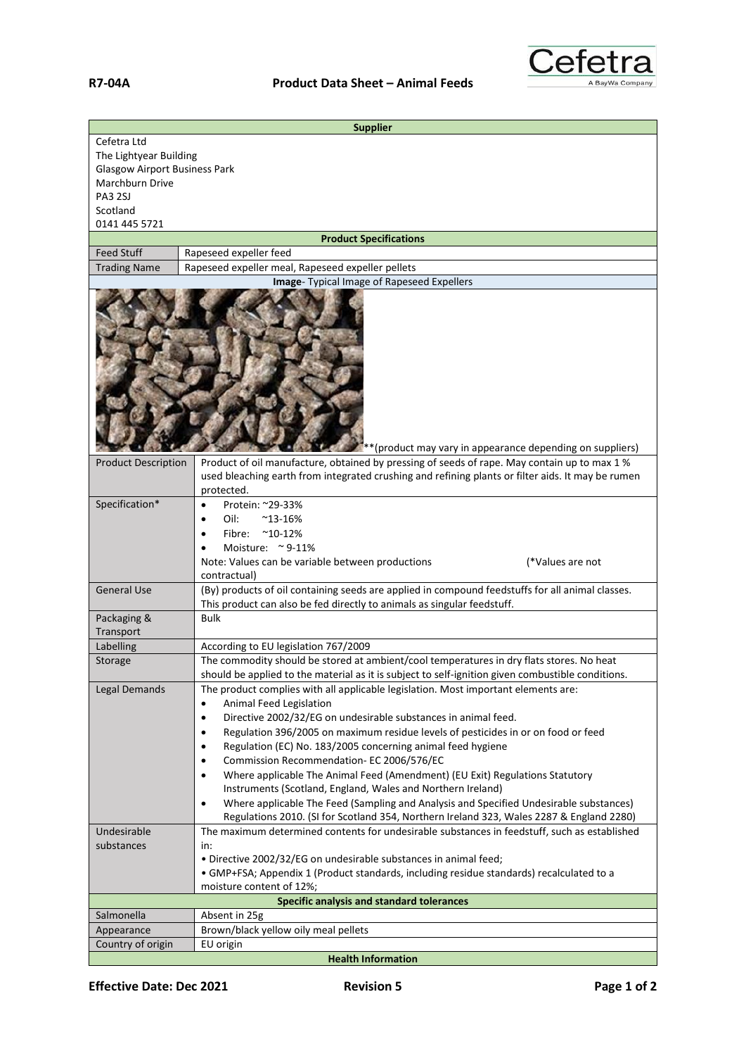**R7-04A** **Product Data Sheet – Animal Feeds**

| **Supplier** | |
|---|---|
| Cefetra Ltd<br>The Lightyear Building<br>Glasgow Airport Business Park<br>Marchburn Drive<br>PA3 2SJ<br>Scotland<br>0141 445 5721 | |
| **Product Specifications** | |
| Feed Stuff | Rapeseed expeller feed |
| Trading Name | Rapeseed expeller meal, Rapeseed expeller pellets |
| **Image**- Typical Image of Rapeseed Expellers | |
| **(product may vary in appearance depending on suppliers) | |
| Product Description | Product of oil manufacture, obtained by pressing of seeds of rape. May contain up to max 1 % used bleaching earth from integrated crushing and refining plants or filter aids. It may be rumen protected. |
| Specification* | • Protein: ~29-33%<br>• Oil: ~13-16%<br>• Fibre: ~10-12%<br>• Moisture: ~ 9-11%<br>Note: Values can be variable between productions (*Values are not contractual) |
| General Use | (By) products of oil containing seeds are applied in compound feedstuffs for all animal classes. This product can also be fed directly to animals as singular feedstuff. |
| Packaging & Transport | Bulk |
| Labelling | According to EU legislation 767/2009 |
| Storage | The commodity should be stored at ambient/cool temperatures in dry flats stores. No heat should be applied to the material as it is subject to self-ignition given combustible conditions. |
| Legal Demands | The product complies with all applicable legislation. Most important elements are:<br>• Animal Feed Legislation<br>• Directive 2002/32/EG on undesirable substances in animal feed.<br>• Regulation 396/2005 on maximum residue levels of pesticides in or on food or feed<br>• Regulation (EC) No. 183/2005 concerning animal feed hygiene<br>• Commission Recommendation- EC 2006/576/EC<br>• Where applicable The Animal Feed (Amendment) (EU Exit) Regulations Statutory Instruments (Scotland, England, Wales and Northern Ireland)<br>• Where applicable The Feed (Sampling and Analysis and Specified Undesirable substances) Regulations 2010. (SI for Scotland 354, Northern Ireland 323, Wales 2287 & England 2280) |
| Undesirable substances | The maximum determined contents for undesirable substances in feedstuff, such as established in:<br>• Directive 2002/32/EG on undesirable substances in animal feed;<br>• GMP+FSA; Appendix 1 (Product standards, including residue standards) recalculated to a moisture content of 12%; |
| **Specific analysis and standard tolerances** | |
| Salmonella | Absent in 25g |
| Appearance | Brown/black yellow oily meal pellets |
| Country of origin | EU origin |
| **Health Information** | |

**Effective Date: Dec 2021** **Revision 5**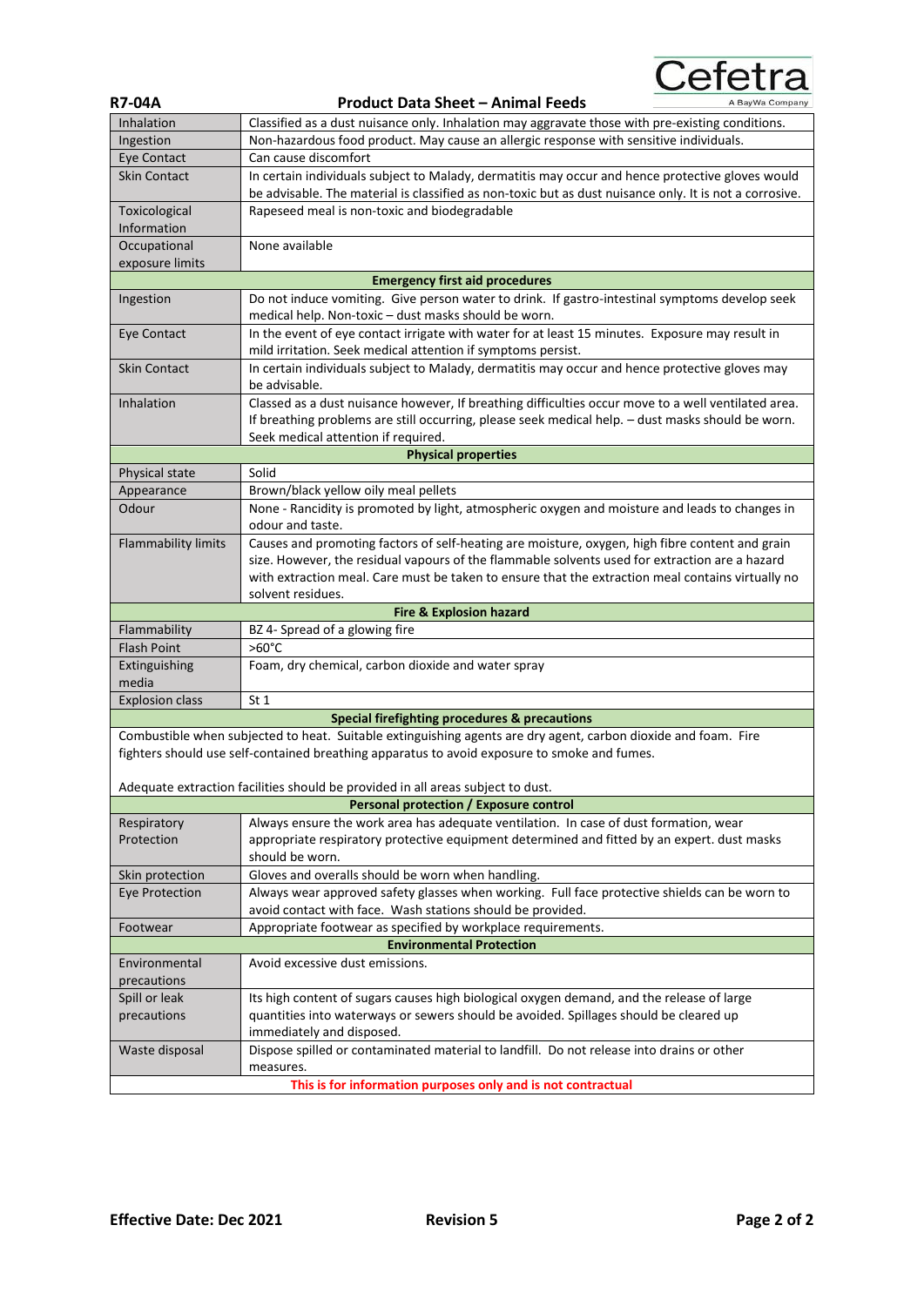| | |
|---|---|
| Inhalation | Classified as a dust nuisance only. Inhalation may aggravate those with pre-existing conditions. |
| Ingestion | Non-hazardous food product. May cause an allergic response with sensitive individuals. |
| Eye Contact | Can cause discomfort |
| Skin Contact | In certain individuals subject to Malady, dermatitis may occur and hence protective gloves would be advisable. The material is classified as non-toxic but as dust nuisance only. It is not a corrosive. |
| Toxicological Information | Rapeseed meal is non-toxic and biodegradable |
| Occupational exposure limits | None available |
| **Emergency first aid procedures** | |
| Ingestion | Do not induce vomiting. Give person water to drink. If gastro-intestinal symptoms develop seek medical help. Non-toxic – dust masks should be worn. |
| Eye Contact | In the event of eye contact irrigate with water for at least 15 minutes. Exposure may result in mild irritation. Seek medical attention if symptoms persist. |
| Skin Contact | In certain individuals subject to Malady, dermatitis may occur and hence protective gloves may be advisable. |
| Inhalation | Classed as a dust nuisance however, If breathing difficulties occur move to a well ventilated area. If breathing problems are still occurring, please seek medical help. – dust masks should be worn. Seek medical attention if required. |
| **Physical properties** | |
| Physical state | Solid |
| Appearance | Brown/black yellow oily meal pellets |
| Odour | None - Rancidity is promoted by light, atmospheric oxygen and moisture and leads to changes in odour and taste. |
| Flammability limits | Causes and promoting factors of self-heating are moisture, oxygen, high fibre content and grain size. However, the residual vapours of the flammable solvents used for extraction are a hazard with extraction meal. Care must be taken to ensure that the extraction meal contains virtually no solvent residues. |
| **Fire & Explosion hazard** | |
| Flammability | BZ 4- Spread of a glowing fire |
| Flash Point | >60°C |
| Extinguishing media | Foam, dry chemical, carbon dioxide and water spray |
| Explosion class | St 1 |
| **Special firefighting procedures & precautions** | |
| Combustible when subjected to heat. Suitable extinguishing agents are dry agent, carbon dioxide and foam. Fire fighters should use self-contained breathing apparatus to avoid exposure to smoke and fumes. Adequate extraction facilities should be provided in all areas subject to dust. | |
| **Personal protection / Exposure control** | |
| Respiratory Protection | Always ensure the work area has adequate ventilation. In case of dust formation, wear appropriate respiratory protective equipment determined and fitted by an expert. dust masks should be worn. |
| Skin protection | Gloves and overalls should be worn when handling. |
| Eye Protection | Always wear approved safety glasses when working. Full face protective shields can be worn to avoid contact with face. Wash stations should be provided. |
| Footwear | Appropriate footwear as specified by workplace requirements. |
| **Environmental Protection** | |
| Environmental precautions | Avoid excessive dust emissions. |
| Spill or leak precautions | Its high content of sugars causes high biological oxygen demand, and the release of large quantities into waterways or sewers should be avoided. Spillages should be cleared up immediately and disposed. |
| Waste disposal | Dispose spilled or contaminated material to landfill. Do not release into drains or other measures. |

**This is for information purposes only and is not contractual**

**Effective Date: Dec 2021** **Revision 5**